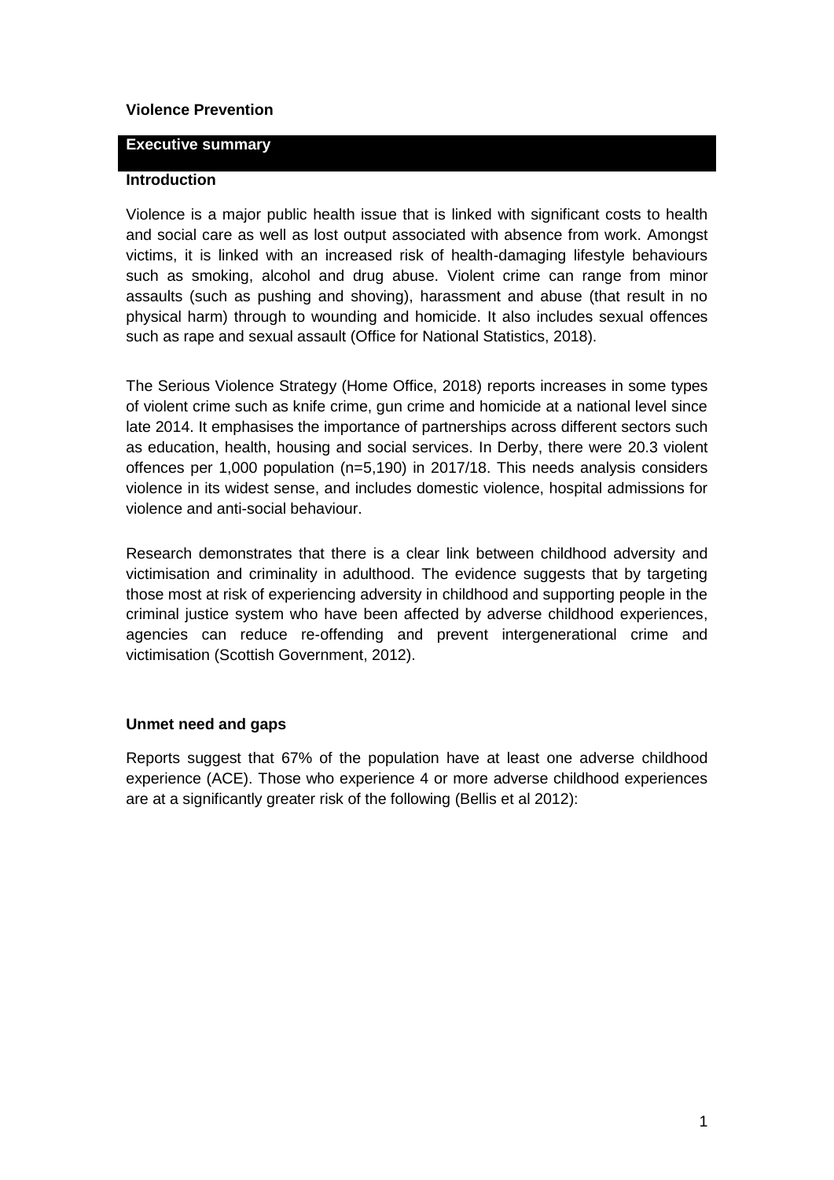# Violence Prevention

## Executive summary

### Introduction

Violence is a major public health issue that is linked with significant costs to health and social care as well as lost output associated with absence from work. Amongst victims, it is linked with an increased risk of health-damaging lifestyle behaviours such as smoking, alcohol and drug abuse. Violent crime can range from minor assaults (such as pushing and shoving), harassment and abuse (that result in no physical harm) through to wounding and homicide. It also includes sexual offences such as rape and sexual assault (Office for National Statistics, 2018).

The Serious Violence Strategy (Home Office, 2018) reports increases in some types of violent crime such as knife crime, gun crime and homicide at a national level since late 2014. It emphasises the importance of partnerships across different sectors such as education, health, housing and social services. In Derby, there were 20.3 violent offences per 1,000 population (n=5,190) in 2017/18. This needs analysis considers violence in its widest sense, and includes domestic violence, hospital admissions for violence and anti-social behaviour.

Research demonstrates that there is a clear link between childhood adversity and victimisation and criminality in adulthood. The evidence suggests that by targeting those most at risk of experiencing adversity in childhood and supporting people in the criminal justice system who have been affected by adverse childhood experiences, agencies can reduce re-offending and prevent intergenerational crime and victimisation (Scottish Government, 2012).

### Unmet need and gaps

Reports suggest that 67% of the population have at least one adverse childhood experience (ACE). Those who experience 4 or more adverse childhood experiences are at a significantly greater risk of the following (Bellis et al 2012):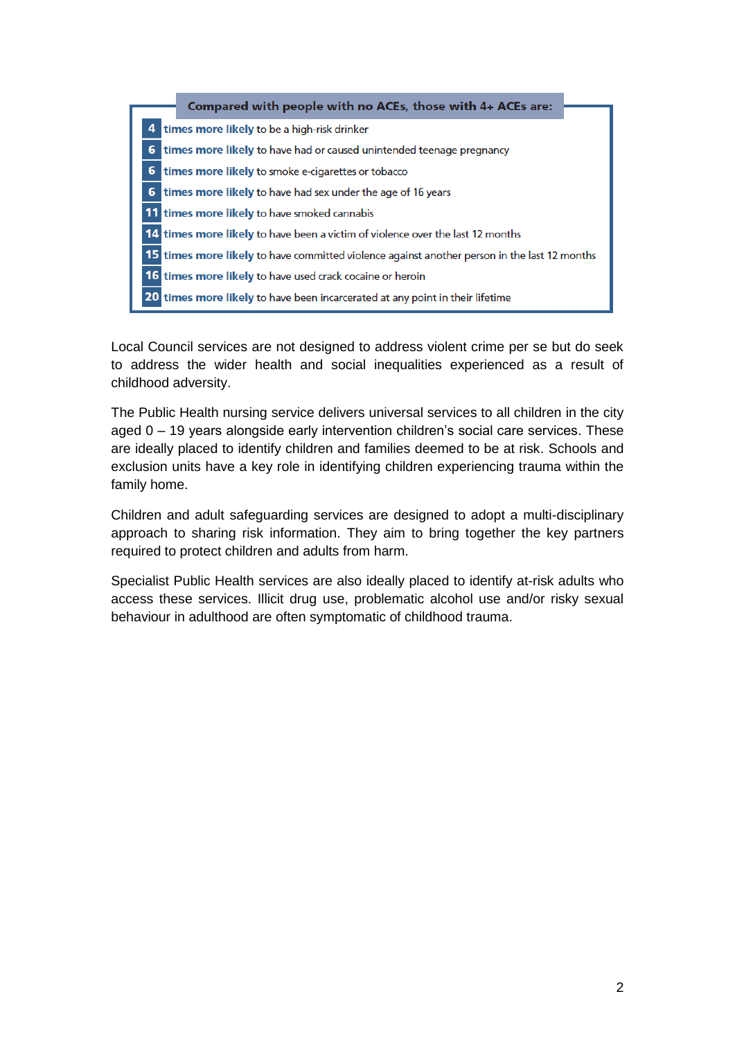**Compared with people with no ACEs, those with 4+ ACEs are:**

- **4** **times more likely** to be a high-risk drinker
- **6** **times more likely** to have had or caused unintended teenage pregnancy
- **6** **times more likely** to smoke e-cigarettes or tobacco
- **6** **times more likely** to have had sex under the age of 16 years
- **11** **times more likely** to have smoked cannabis
- **14** **times more likely** to have been a victim of violence over the last 12 months
- **15** **times more likely** to have committed violence against another person in the last 12 months
- **16** **times more likely** to have used crack cocaine or heroin
- **20** **times more likely** to have been incarcerated at any point in their lifetime

Local Council services are not designed to address violent crime per se but do seek to address the wider health and social inequalities experienced as a result of childhood adversity.

The Public Health nursing service delivers universal services to all children in the city aged 0 – 19 years alongside early intervention children's social care services. These are ideally placed to identify children and families deemed to be at risk. Schools and exclusion units have a key role in identifying children experiencing trauma within the family home.

Children and adult safeguarding services are designed to adopt a multi-disciplinary approach to sharing risk information. They aim to bring together the key partners required to protect children and adults from harm.

Specialist Public Health services are also ideally placed to identify at-risk adults who access these services. Illicit drug use, problematic alcohol use and/or risky sexual behaviour in adulthood are often symptomatic of childhood trauma.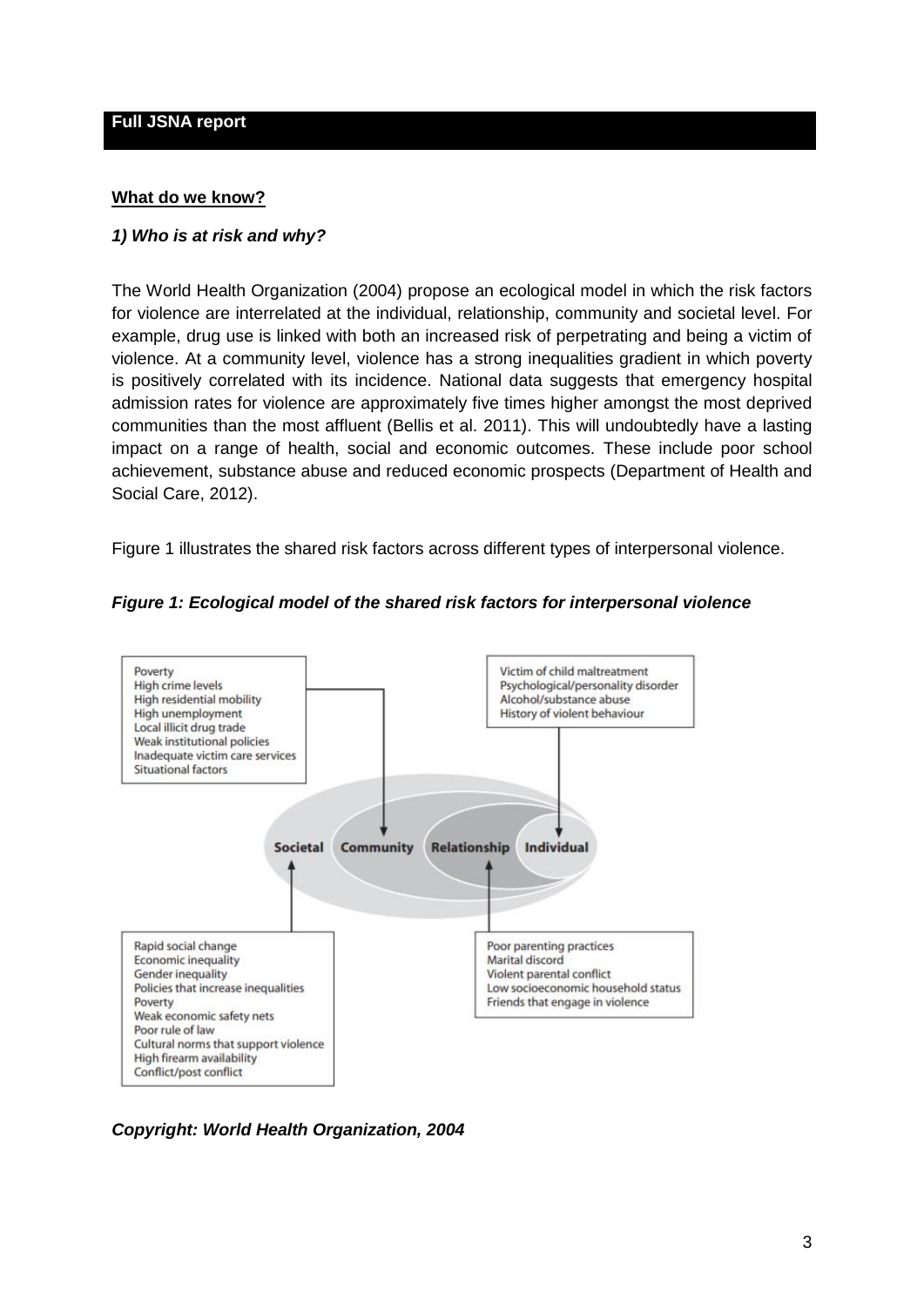## Full JSNA report

**What do we know?**

***1) Who is at risk and why?***

The World Health Organization (2004) propose an ecological model in which the risk factors for violence are interrelated at the individual, relationship, community and societal level. For example, drug use is linked with both an increased risk of perpetrating and being a victim of violence. At a community level, violence has a strong inequalities gradient in which poverty is positively correlated with its incidence. National data suggests that emergency hospital admission rates for violence are approximately five times higher amongst the most deprived communities than the most affluent (Bellis et al. 2011). This will undoubtedly have a lasting impact on a range of health, social and economic outcomes. These include poor school achievement, substance abuse and reduced economic prospects (Department of Health and Social Care, 2012).

Figure 1 illustrates the shared risk factors across different types of interpersonal violence.

***Figure 1: Ecological model of the shared risk factors for interpersonal violence***

**Community:**
- Poverty
- High crime levels
- High residential mobility
- High unemployment
- Local illicit drug trade
- Weak institutional policies
- Inadequate victim care services
- Situational factors

**Individual:**
- Victim of child maltreatment
- Psychological/personality disorder
- Alcohol/substance abuse
- History of violent behaviour

**Societal:**
- Rapid social change
- Economic inequality
- Gender inequality
- Policies that increase inequalities
- Poverty
- Weak economic safety nets
- Poor rule of law
- Cultural norms that support violence
- High firearm availability
- Conflict/post conflict

**Relationship:**
- Poor parenting practices
- Marital discord
- Violent parental conflict
- Low socioeconomic household status
- Friends that engage in violence

***Copyright: World Health Organization, 2004***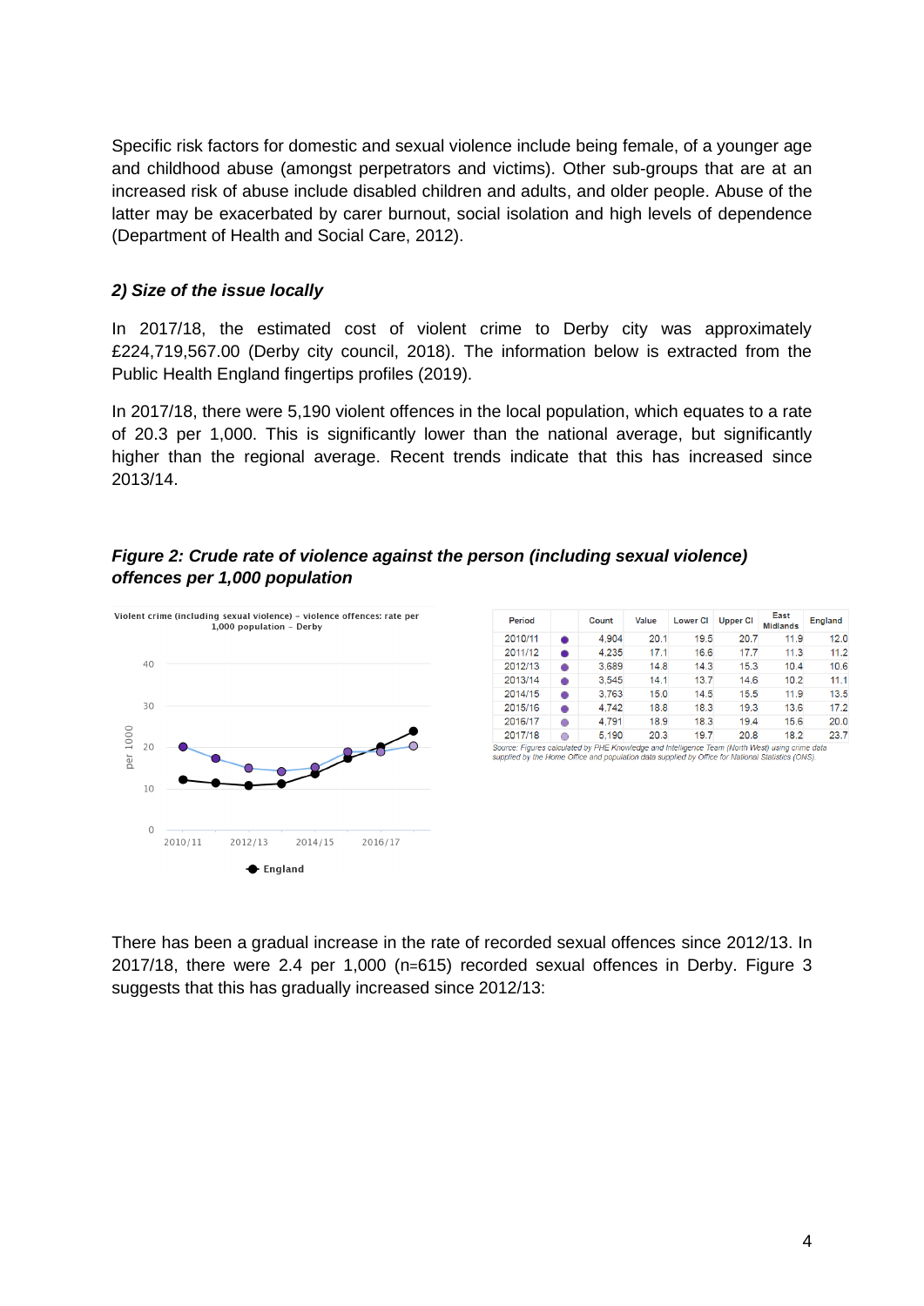Specific risk factors for domestic and sexual violence include being female, of a younger age and childhood abuse (amongst perpetrators and victims). Other sub-groups that are at an increased risk of abuse include disabled children and adults, and older people. Abuse of the latter may be exacerbated by carer burnout, social isolation and high levels of dependence (Department of Health and Social Care, 2012).

### *2) Size of the issue locally*

In 2017/18, the estimated cost of violent crime to Derby city was approximately £224,719,567.00 (Derby city council, 2018). The information below is extracted from the Public Health England fingertips profiles (2019).

In 2017/18, there were 5,190 violent offences in the local population, which equates to a rate of 20.3 per 1,000. This is significantly lower than the national average, but significantly higher than the regional average. Recent trends indicate that this has increased since 2013/14.

***Figure 2: Crude rate of violence against the person (including sexual violence) offences per 1,000 population***

| Period | Count | Value | Lower CI | Upper CI | East Midlands | England |
|---|---|---|---|---|---|---|
| 2010/11 | 4,904 | 20.1 | 19.5 | 20.7 | 11.9 | 12.0 |
| 2011/12 | 4,235 | 17.1 | 16.6 | 17.7 | 11.3 | 11.2 |
| 2012/13 | 3,689 | 14.8 | 14.3 | 15.3 | 10.4 | 10.6 |
| 2013/14 | 3,545 | 14.1 | 13.7 | 14.6 | 10.2 | 11.1 |
| 2014/15 | 3,763 | 15.0 | 14.5 | 15.5 | 11.9 | 13.5 |
| 2015/16 | 4,742 | 18.8 | 18.3 | 19.3 | 13.6 | 17.2 |
| 2016/17 | 4,791 | 18.9 | 18.3 | 19.4 | 15.6 | 20.0 |
| 2017/18 | 5,190 | 20.3 | 19.7 | 20.8 | 18.2 | 23.7 |

Source: Figures calculated by PHE Knowledge and Intelligence Team (North West) using crime data supplied by the Home Office and population data supplied by Office for National Statistics (ONS).

There has been a gradual increase in the rate of recorded sexual offences since 2012/13. In 2017/18, there were 2.4 per 1,000 (n=615) recorded sexual offences in Derby. Figure 3 suggests that this has gradually increased since 2012/13: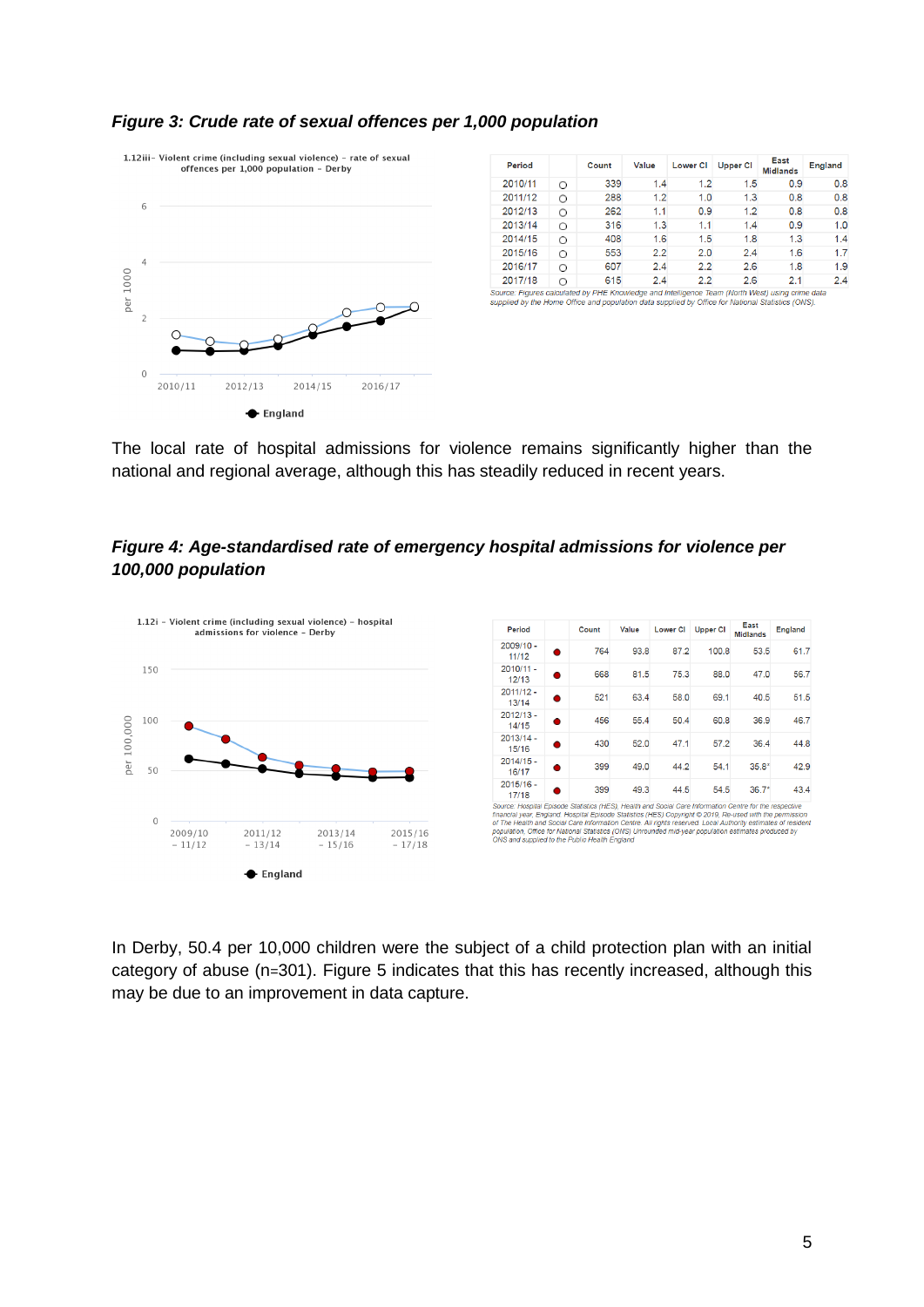***Figure 3: Crude rate of sexual offences per 1,000 population***

1.12iii- Violent crime (including sexual violence) - rate of sexual offences per 1,000 population - Derby

| Period | | Count | Value | Lower CI | Upper CI | East Midlands | England |
|---|---|---|---|---|---|---|---|
| 2010/11 | ○ | 339 | 1.4 | 1.2 | 1.5 | 0.9 | 0.8 |
| 2011/12 | ○ | 288 | 1.2 | 1.0 | 1.3 | 0.8 | 0.8 |
| 2012/13 | ○ | 262 | 1.1 | 0.9 | 1.2 | 0.8 | 0.8 |
| 2013/14 | ○ | 316 | 1.3 | 1.1 | 1.4 | 0.9 | 1.0 |
| 2014/15 | ○ | 408 | 1.6 | 1.5 | 1.8 | 1.3 | 1.4 |
| 2015/16 | ○ | 553 | 2.2 | 2.0 | 2.4 | 1.6 | 1.7 |
| 2016/17 | ○ | 607 | 2.4 | 2.2 | 2.6 | 1.8 | 1.9 |
| 2017/18 | ○ | 615 | 2.4 | 2.2 | 2.6 | 2.1 | 2.4 |

Source: Figures calculated by PHE Knowledge and Intelligence Team (North West) using crime data supplied by the Home Office and population data supplied by Office for National Statistics (ONS).

The local rate of hospital admissions for violence remains significantly higher than the national and regional average, although this has steadily reduced in recent years.

***Figure 4: Age-standardised rate of emergency hospital admissions for violence per 100,000 population***

1.12i - Violent crime (including sexual violence) - hospital admissions for violence - Derby

| Period | | Count | Value | Lower CI | Upper CI | East Midlands | England |
|---|---|---|---|---|---|---|---|
| 2009/10 - 11/12 | ● | 764 | 93.8 | 87.2 | 100.8 | 53.5 | 61.7 |
| 2010/11 - 12/13 | ● | 668 | 81.5 | 75.3 | 88.0 | 47.0 | 56.7 |
| 2011/12 - 13/14 | ● | 521 | 63.4 | 58.0 | 69.1 | 40.5 | 51.5 |
| 2012/13 - 14/15 | ● | 456 | 55.4 | 50.4 | 60.8 | 36.9 | 46.7 |
| 2013/14 - 15/16 | ● | 430 | 52.0 | 47.1 | 57.2 | 36.4 | 44.8 |
| 2014/15 - 16/17 | ● | 399 | 49.0 | 44.2 | 54.1 | 35.8* | 42.9 |
| 2015/16 - 17/18 | ● | 399 | 49.3 | 44.5 | 54.5 | 36.7* | 43.4 |

Source: Hospital Episode Statistics (HES), Health and Social Care Information Centre for the respective financial year, England. Hospital Episode Statistics (HES) Copyright © 2019, Re-used with the permission of The Health and Social Care Information Centre. All rights reserved. Local Authority estimates of resident population, Office for National Statistics (ONS) Unrounded mid-year population estimates produced by ONS and supplied to the Public Health England

In Derby, 50.4 per 10,000 children were the subject of a child protection plan with an initial category of abuse (n=301). Figure 5 indicates that this has recently increased, although this may be due to an improvement in data capture.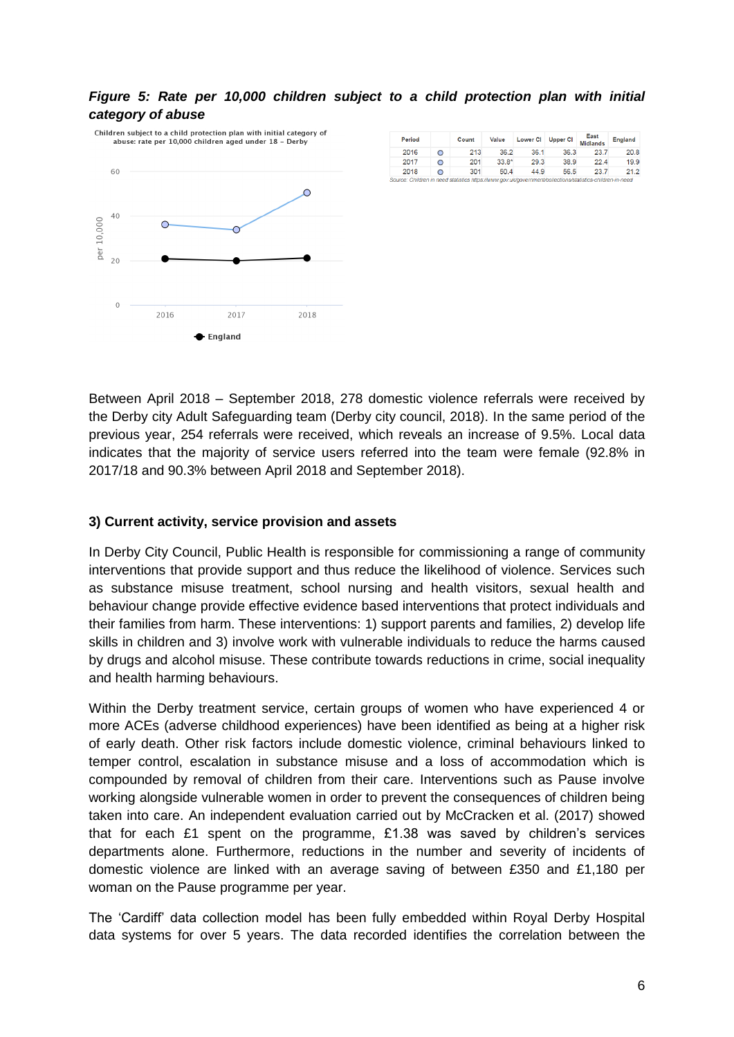***Figure 5: Rate per 10,000 children subject to a child protection plan with initial category of abuse***

Children subject to a child protection plan with initial category of abuse: rate per 10,000 children aged under 18 – Derby

| Period | | Count | Value | Lower CI | Upper CI | East Midlands | England |
|---|---|---|---|---|---|---|---|
| 2016 | ○ | 213 | 36.2 | 36.1 | 36.3 | 23.7 | 20.8 |
| 2017 | ○ | 201 | 33.8* | 29.3 | 38.9 | 22.4 | 19.9 |
| 2018 | ○ | 301 | 50.4 | 44.9 | 56.5 | 23.7 | 21.2 |

Source: Children in need statistics https://www.gov.uk/government/collections/statistics-children-in-need

Between April 2018 – September 2018, 278 domestic violence referrals were received by the Derby city Adult Safeguarding team (Derby city council, 2018). In the same period of the previous year, 254 referrals were received, which reveals an increase of 9.5%. Local data indicates that the majority of service users referred into the team were female (92.8% in 2017/18 and 90.3% between April 2018 and September 2018).

### 3) Current activity, service provision and assets

In Derby City Council, Public Health is responsible for commissioning a range of community interventions that provide support and thus reduce the likelihood of violence. Services such as substance misuse treatment, school nursing and health visitors, sexual health and behaviour change provide effective evidence based interventions that protect individuals and their families from harm. These interventions: 1) support parents and families, 2) develop life skills in children and 3) involve work with vulnerable individuals to reduce the harms caused by drugs and alcohol misuse. These contribute towards reductions in crime, social inequality and health harming behaviours.

Within the Derby treatment service, certain groups of women who have experienced 4 or more ACEs (adverse childhood experiences) have been identified as being at a higher risk of early death. Other risk factors include domestic violence, criminal behaviours linked to temper control, escalation in substance misuse and a loss of accommodation which is compounded by removal of children from their care. Interventions such as Pause involve working alongside vulnerable women in order to prevent the consequences of children being taken into care. An independent evaluation carried out by McCracken et al. (2017) showed that for each £1 spent on the programme, £1.38 was saved by children's services departments alone. Furthermore, reductions in the number and severity of incidents of domestic violence are linked with an average saving of between £350 and £1,180 per woman on the Pause programme per year.

The 'Cardiff' data collection model has been fully embedded within Royal Derby Hospital data systems for over 5 years. The data recorded identifies the correlation between the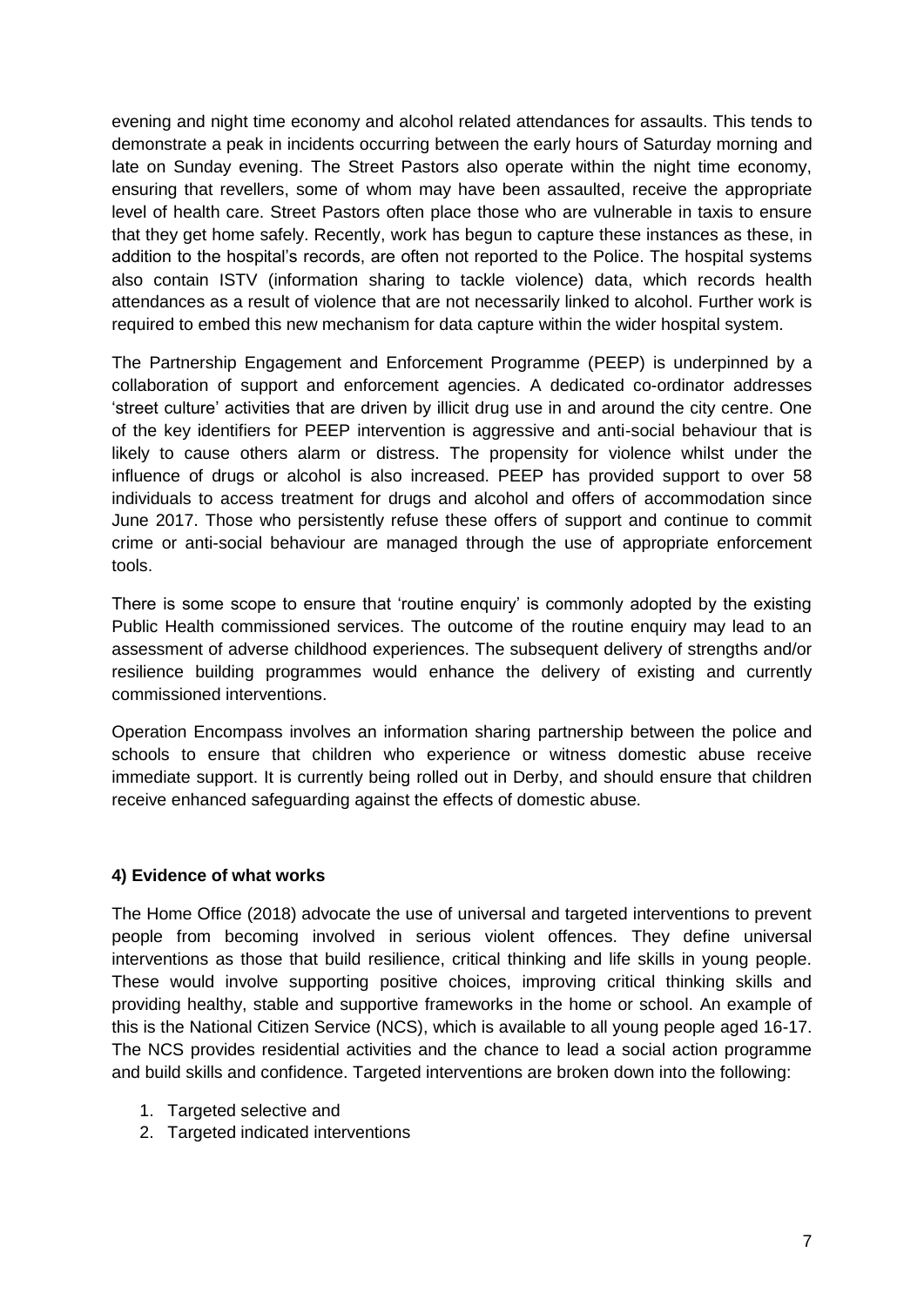evening and night time economy and alcohol related attendances for assaults. This tends to demonstrate a peak in incidents occurring between the early hours of Saturday morning and late on Sunday evening. The Street Pastors also operate within the night time economy, ensuring that revellers, some of whom may have been assaulted, receive the appropriate level of health care. Street Pastors often place those who are vulnerable in taxis to ensure that they get home safely. Recently, work has begun to capture these instances as these, in addition to the hospital's records, are often not reported to the Police. The hospital systems also contain ISTV (information sharing to tackle violence) data, which records health attendances as a result of violence that are not necessarily linked to alcohol. Further work is required to embed this new mechanism for data capture within the wider hospital system.

The Partnership Engagement and Enforcement Programme (PEEP) is underpinned by a collaboration of support and enforcement agencies. A dedicated co-ordinator addresses 'street culture' activities that are driven by illicit drug use in and around the city centre. One of the key identifiers for PEEP intervention is aggressive and anti-social behaviour that is likely to cause others alarm or distress. The propensity for violence whilst under the influence of drugs or alcohol is also increased. PEEP has provided support to over 58 individuals to access treatment for drugs and alcohol and offers of accommodation since June 2017. Those who persistently refuse these offers of support and continue to commit crime or anti-social behaviour are managed through the use of appropriate enforcement tools.

There is some scope to ensure that 'routine enquiry' is commonly adopted by the existing Public Health commissioned services. The outcome of the routine enquiry may lead to an assessment of adverse childhood experiences. The subsequent delivery of strengths and/or resilience building programmes would enhance the delivery of existing and currently commissioned interventions.

Operation Encompass involves an information sharing partnership between the police and schools to ensure that children who experience or witness domestic abuse receive immediate support. It is currently being rolled out in Derby, and should ensure that children receive enhanced safeguarding against the effects of domestic abuse.

**4) Evidence of what works**

The Home Office (2018) advocate the use of universal and targeted interventions to prevent people from becoming involved in serious violent offences. They define universal interventions as those that build resilience, critical thinking and life skills in young people. These would involve supporting positive choices, improving critical thinking skills and providing healthy, stable and supportive frameworks in the home or school. An example of this is the National Citizen Service (NCS), which is available to all young people aged 16-17. The NCS provides residential activities and the chance to lead a social action programme and build skills and confidence. Targeted interventions are broken down into the following:

1. Targeted selective and
2. Targeted indicated interventions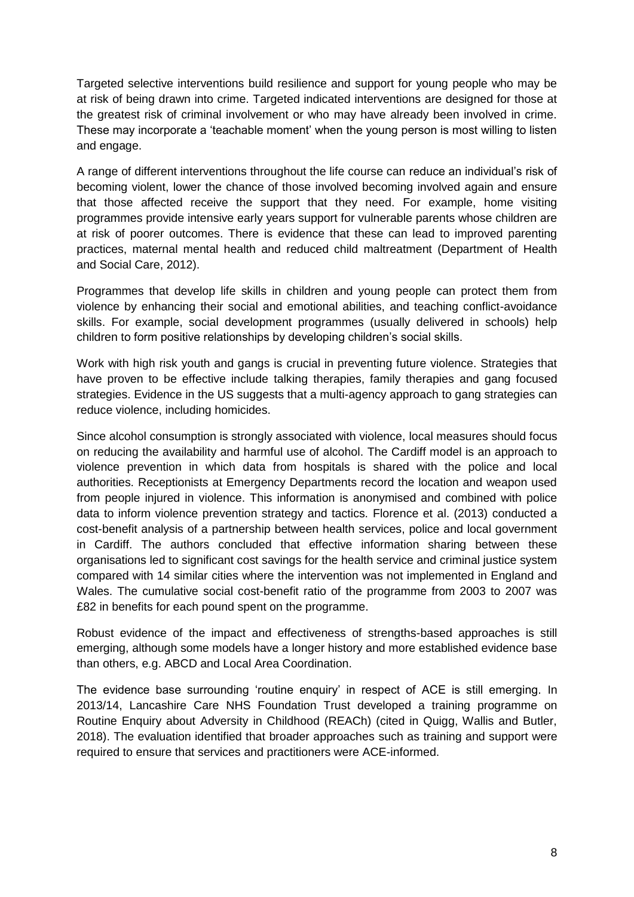Targeted selective interventions build resilience and support for young people who may be at risk of being drawn into crime. Targeted indicated interventions are designed for those at the greatest risk of criminal involvement or who may have already been involved in crime. These may incorporate a 'teachable moment' when the young person is most willing to listen and engage.

A range of different interventions throughout the life course can reduce an individual's risk of becoming violent, lower the chance of those involved becoming involved again and ensure that those affected receive the support that they need. For example, home visiting programmes provide intensive early years support for vulnerable parents whose children are at risk of poorer outcomes. There is evidence that these can lead to improved parenting practices, maternal mental health and reduced child maltreatment (Department of Health and Social Care, 2012).

Programmes that develop life skills in children and young people can protect them from violence by enhancing their social and emotional abilities, and teaching conflict-avoidance skills. For example, social development programmes (usually delivered in schools) help children to form positive relationships by developing children's social skills.

Work with high risk youth and gangs is crucial in preventing future violence. Strategies that have proven to be effective include talking therapies, family therapies and gang focused strategies. Evidence in the US suggests that a multi-agency approach to gang strategies can reduce violence, including homicides.

Since alcohol consumption is strongly associated with violence, local measures should focus on reducing the availability and harmful use of alcohol. The Cardiff model is an approach to violence prevention in which data from hospitals is shared with the police and local authorities. Receptionists at Emergency Departments record the location and weapon used from people injured in violence. This information is anonymised and combined with police data to inform violence prevention strategy and tactics. Florence et al. (2013) conducted a cost-benefit analysis of a partnership between health services, police and local government in Cardiff. The authors concluded that effective information sharing between these organisations led to significant cost savings for the health service and criminal justice system compared with 14 similar cities where the intervention was not implemented in England and Wales. The cumulative social cost-benefit ratio of the programme from 2003 to 2007 was £82 in benefits for each pound spent on the programme.

Robust evidence of the impact and effectiveness of strengths-based approaches is still emerging, although some models have a longer history and more established evidence base than others, e.g. ABCD and Local Area Coordination.

The evidence base surrounding 'routine enquiry' in respect of ACE is still emerging. In 2013/14, Lancashire Care NHS Foundation Trust developed a training programme on Routine Enquiry about Adversity in Childhood (REACh) (cited in Quigg, Wallis and Butler, 2018). The evaluation identified that broader approaches such as training and support were required to ensure that services and practitioners were ACE-informed.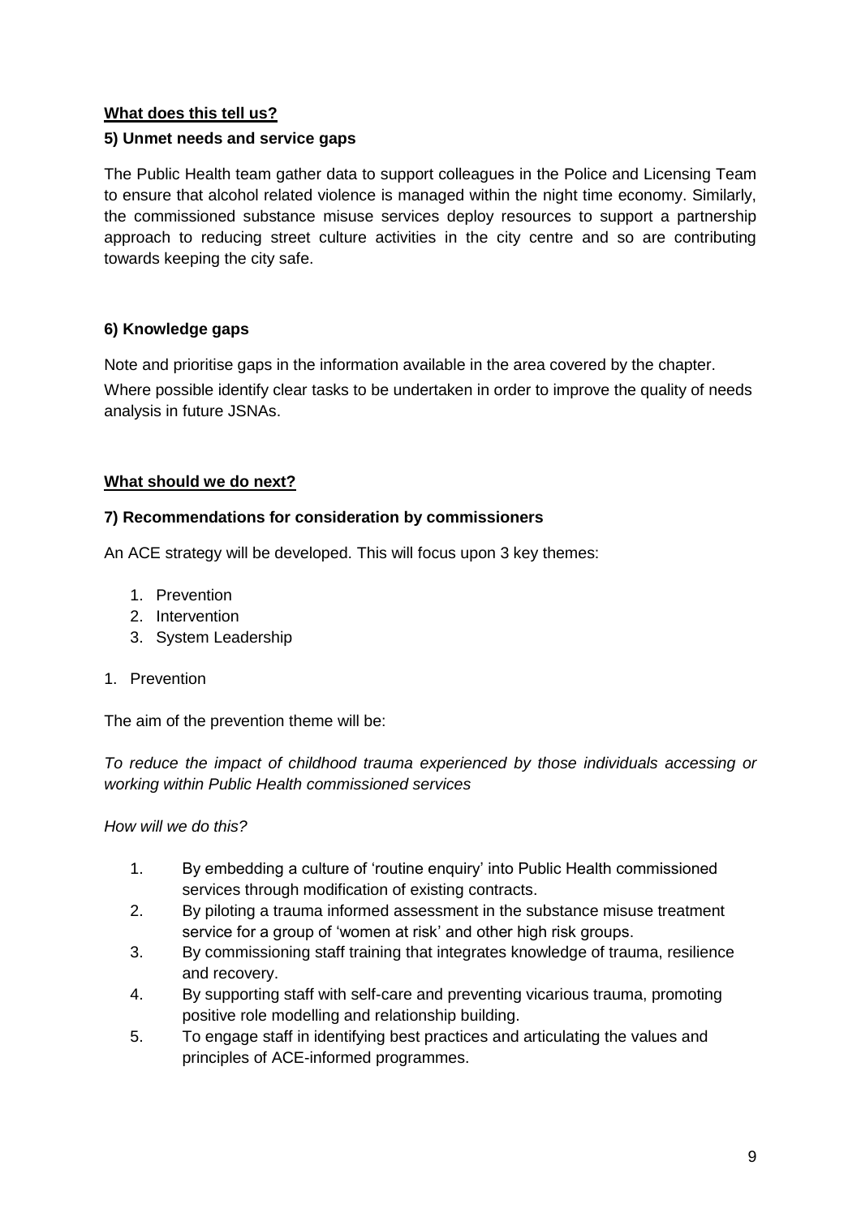**What does this tell us?**

### 5) Unmet needs and service gaps

The Public Health team gather data to support colleagues in the Police and Licensing Team to ensure that alcohol related violence is managed within the night time economy. Similarly, the commissioned substance misuse services deploy resources to support a partnership approach to reducing street culture activities in the city centre and so are contributing towards keeping the city safe.

### 6) Knowledge gaps

Note and prioritise gaps in the information available in the area covered by the chapter.

Where possible identify clear tasks to be undertaken in order to improve the quality of needs analysis in future JSNAs.

**What should we do next?**

### 7) Recommendations for consideration by commissioners

An ACE strategy will be developed. This will focus upon 3 key themes:

1. Prevention
2. Intervention
3. System Leadership

1. Prevention

The aim of the prevention theme will be:

*To reduce the impact of childhood trauma experienced by those individuals accessing or working within Public Health commissioned services*

*How will we do this?*

1. By embedding a culture of 'routine enquiry' into Public Health commissioned services through modification of existing contracts.
2. By piloting a trauma informed assessment in the substance misuse treatment service for a group of 'women at risk' and other high risk groups.
3. By commissioning staff training that integrates knowledge of trauma, resilience and recovery.
4. By supporting staff with self-care and preventing vicarious trauma, promoting positive role modelling and relationship building.
5. To engage staff in identifying best practices and articulating the values and principles of ACE-informed programmes.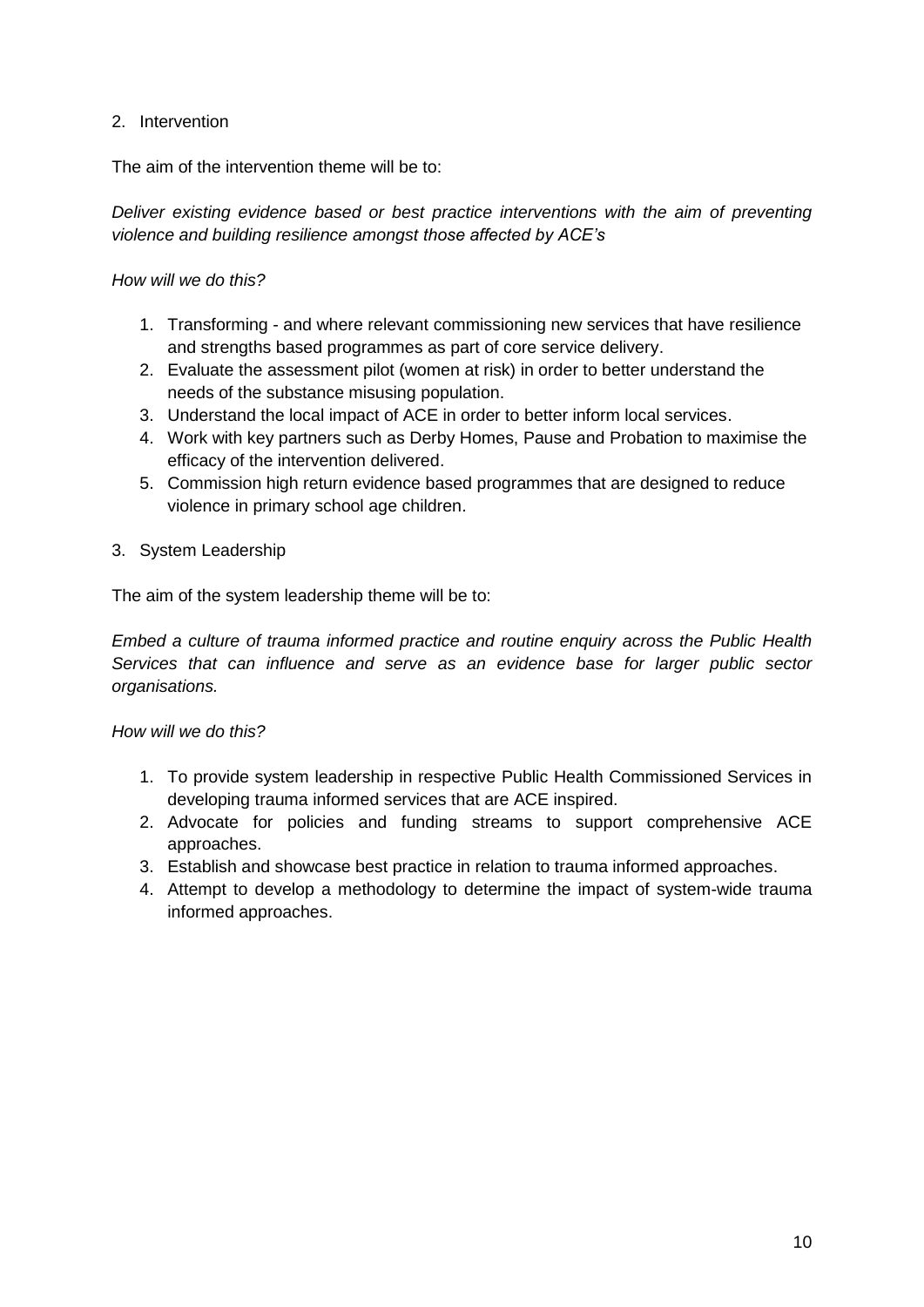## 2. Intervention

The aim of the intervention theme will be to:

*Deliver existing evidence based or best practice interventions with the aim of preventing violence and building resilience amongst those affected by ACE's*

*How will we do this?*

1. Transforming - and where relevant commissioning new services that have resilience and strengths based programmes as part of core service delivery.
2. Evaluate the assessment pilot (women at risk) in order to better understand the needs of the substance misusing population.
3. Understand the local impact of ACE in order to better inform local services.
4. Work with key partners such as Derby Homes, Pause and Probation to maximise the efficacy of the intervention delivered.
5. Commission high return evidence based programmes that are designed to reduce violence in primary school age children.

## 3. System Leadership

The aim of the system leadership theme will be to:

*Embed a culture of trauma informed practice and routine enquiry across the Public Health Services that can influence and serve as an evidence base for larger public sector organisations.*

*How will we do this?*

1. To provide system leadership in respective Public Health Commissioned Services in developing trauma informed services that are ACE inspired.
2. Advocate for policies and funding streams to support comprehensive ACE approaches.
3. Establish and showcase best practice in relation to trauma informed approaches.
4. Attempt to develop a methodology to determine the impact of system-wide trauma informed approaches.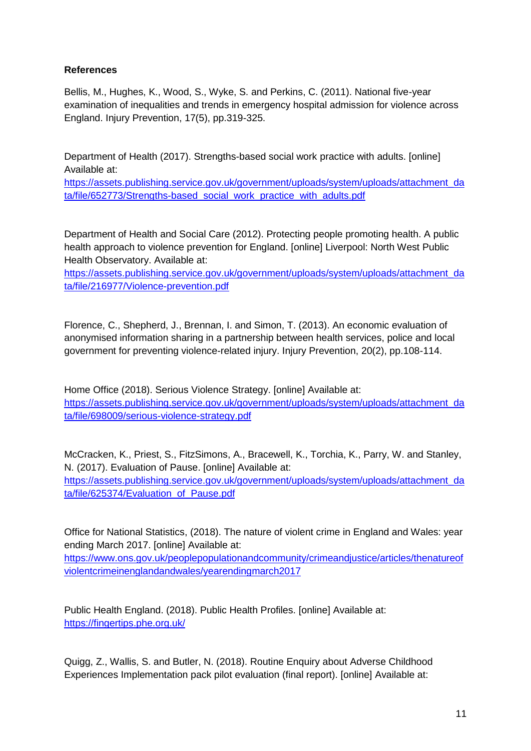**References**

Bellis, M., Hughes, K., Wood, S., Wyke, S. and Perkins, C. (2011). National five-year examination of inequalities and trends in emergency hospital admission for violence across England. Injury Prevention, 17(5), pp.319-325.

Department of Health (2017). Strengths-based social work practice with adults. [online] Available at: https://assets.publishing.service.gov.uk/government/uploads/system/uploads/attachment_data/file/652773/Strengths-based_social_work_practice_with_adults.pdf

Department of Health and Social Care (2012). Protecting people promoting health. A public health approach to violence prevention for England. [online] Liverpool: North West Public Health Observatory. Available at: https://assets.publishing.service.gov.uk/government/uploads/system/uploads/attachment_data/file/216977/Violence-prevention.pdf

Florence, C., Shepherd, J., Brennan, I. and Simon, T. (2013). An economic evaluation of anonymised information sharing in a partnership between health services, police and local government for preventing violence-related injury. Injury Prevention, 20(2), pp.108-114.

Home Office (2018). Serious Violence Strategy. [online] Available at: https://assets.publishing.service.gov.uk/government/uploads/system/uploads/attachment_data/file/698009/serious-violence-strategy.pdf

McCracken, K., Priest, S., FitzSimons, A., Bracewell, K., Torchia, K., Parry, W. and Stanley, N. (2017). Evaluation of Pause. [online] Available at: https://assets.publishing.service.gov.uk/government/uploads/system/uploads/attachment_data/file/625374/Evaluation_of_Pause.pdf

Office for National Statistics, (2018). The nature of violent crime in England and Wales: year ending March 2017. [online] Available at: https://www.ons.gov.uk/peoplepopulationandcommunity/crimeandjustice/articles/thenatureofviolentcrimeinenglandandwales/yearendingmarch2017

Public Health England. (2018). Public Health Profiles. [online] Available at: https://fingertips.phe.org.uk/

Quigg, Z., Wallis, S. and Butler, N. (2018). Routine Enquiry about Adverse Childhood Experiences Implementation pack pilot evaluation (final report). [online] Available at: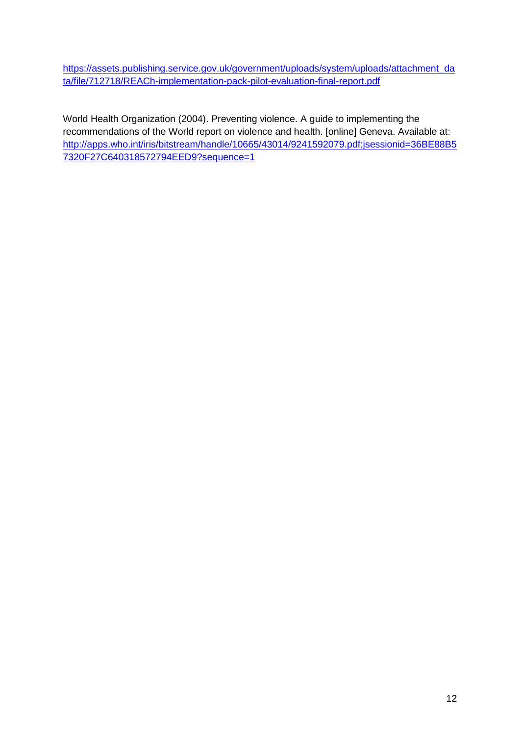https://assets.publishing.service.gov.uk/government/uploads/system/uploads/attachment_data/file/712718/REACh-implementation-pack-pilot-evaluation-final-report.pdf

World Health Organization (2004). Preventing violence. A guide to implementing the recommendations of the World report on violence and health. [online] Geneva. Available at: http://apps.who.int/iris/bitstream/handle/10665/43014/9241592079.pdf;jsessionid=36BE88B57320F27C640318572794EED9?sequence=1